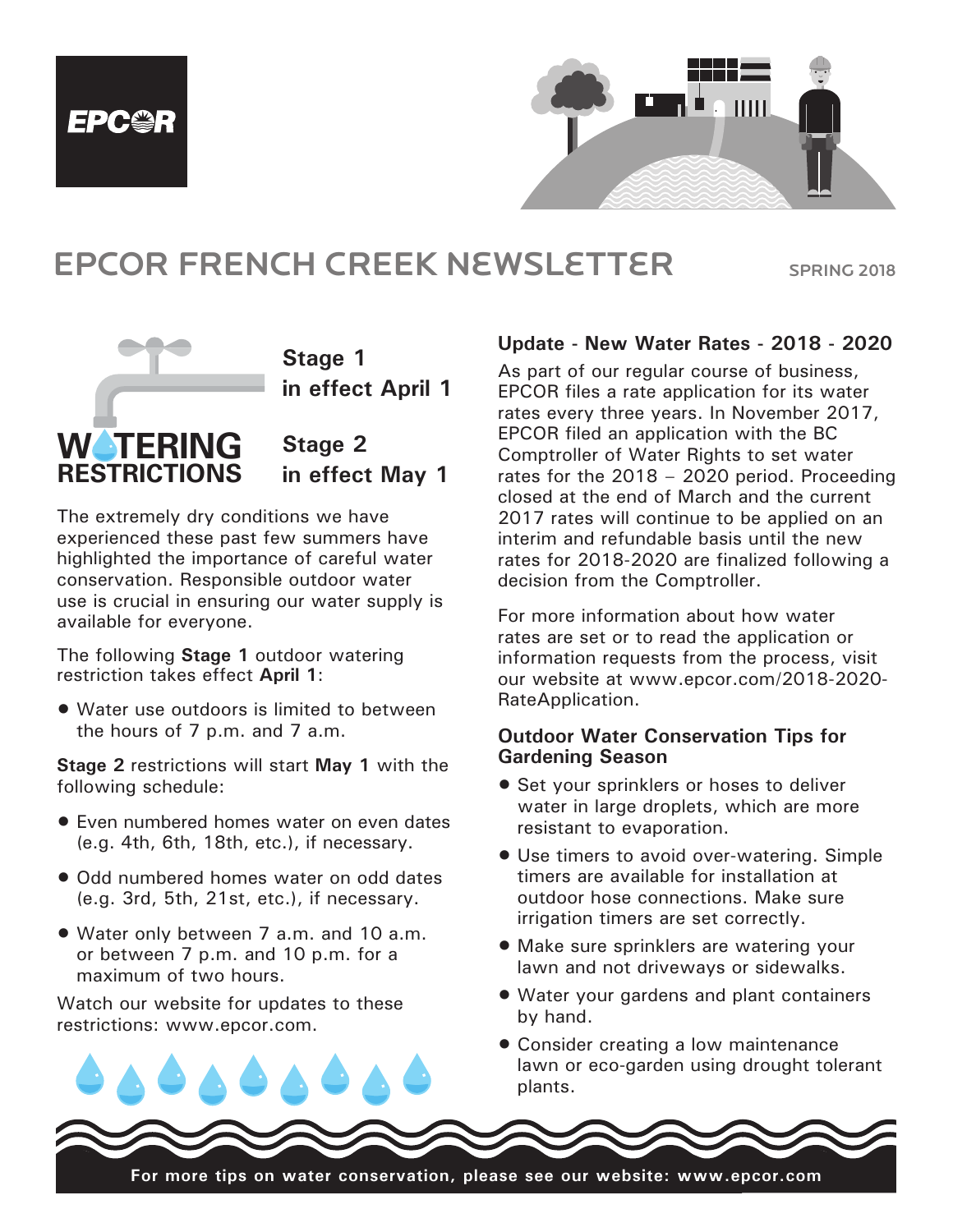EPCOR

# EPCOR FRENCH CREEK NEWSLETTER

SPRING 2018

## WATERING RESTRICTIONS

**Stage 1 in effect April 1**

**Stage 2 in effect May 1**

The extremely dry conditions we have experienced these past few summers have highlighted the importance of careful water conservation. Responsible outdoor water use is crucial in ensuring our water supply is available for everyone.

The following **Stage 1** outdoor watering restriction takes effect **April 1**:

- Water use outdoors is limited to between the hours of 7 p.m. and 7 a.m.

**Stage 2** restrictions will start **May 1** with the following schedule:

- Even numbered homes water on even dates (e.g. 4th, 6th, 18th, etc.), if necessary.
- Odd numbered homes water on odd dates (e.g. 3rd, 5th, 21st, etc.), if necessary.
- Water only between 7 a.m. and 10 a.m. or between 7 p.m. and 10 p.m. for a maximum of two hours.

Watch our website for updates to these restrictions: www.epcor.com.

### Update - New Water Rates - 2018 - 2020

As part of our regular course of business, EPCOR files a rate application for its water rates every three years. In November 2017, EPCOR filed an application with the BC Comptroller of Water Rights to set water rates for the 2018 – 2020 period. Proceeding closed at the end of March and the current 2017 rates will continue to be applied on an interim and refundable basis until the new rates for 2018-2020 are finalized following a decision from the Comptroller.

For more information about how water rates are set or to read the application or information requests from the process, visit our website at www.epcor.com/2018-2020-RateApplication.

### Outdoor Water Conservation Tips for Gardening Season

- Set your sprinklers or hoses to deliver water in large droplets, which are more resistant to evaporation.
- Use timers to avoid over-watering. Simple timers are available for installation at outdoor hose connections. Make sure irrigation timers are set correctly.
- Make sure sprinklers are watering your lawn and not driveways or sidewalks.
- Water your gardens and plant containers by hand.
- Consider creating a low maintenance lawn or eco-garden using drought tolerant plants.

**For more tips on water conservation, please see our website: www.epcor.com**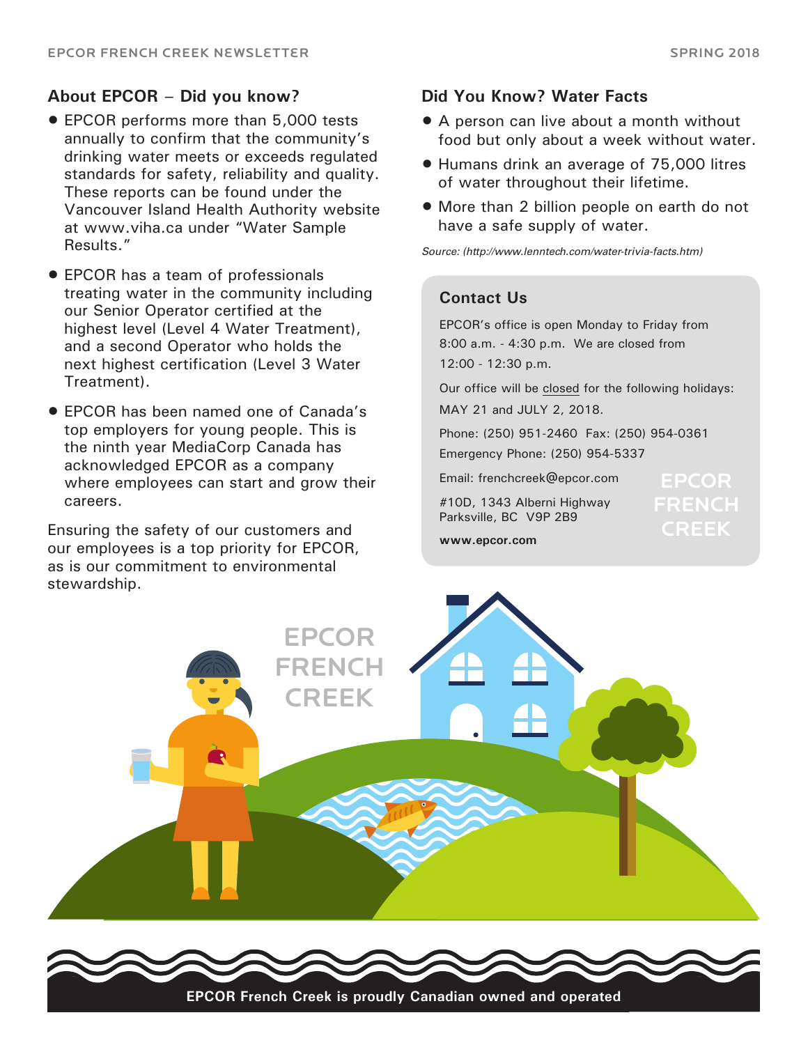## About EPCOR – Did you know?

- EPCOR performs more than 5,000 tests annually to confirm that the community's drinking water meets or exceeds regulated standards for safety, reliability and quality. These reports can be found under the Vancouver Island Health Authority website at www.viha.ca under "Water Sample Results."
- EPCOR has a team of professionals treating water in the community including our Senior Operator certified at the highest level (Level 4 Water Treatment), and a second Operator who holds the next highest certification (Level 3 Water Treatment).
- EPCOR has been named one of Canada's top employers for young people. This is the ninth year MediaCorp Canada has acknowledged EPCOR as a company where employees can start and grow their careers.

Ensuring the safety of our customers and our employees is a top priority for EPCOR, as is our commitment to environmental stewardship.

## Did You Know? Water Facts

- A person can live about a month without food but only about a week without water.
- Humans drink an average of 75,000 litres of water throughout their lifetime.
- More than 2 billion people on earth do not have a safe supply of water.

*Source: (http://www.lenntech.com/water-trivia-facts.htm)*

### Contact Us

EPCOR's office is open Monday to Friday from 8:00 a.m. - 4:30 p.m. We are closed from 12:00 - 12:30 p.m.

Our office will be closed for the following holidays: MAY 21 and JULY 2, 2018.

Phone: (250) 951-2460 Fax: (250) 954-0361

Emergency Phone: (250) 954-5337

Email: frenchcreek@epcor.com

#10D, 1343 Alberni Highway
Parksville, BC V9P 2B9

**www.epcor.com**

EPCOR FRENCH CREEK

EPCOR FRENCH CREEK

**EPCOR French Creek is proudly Canadian owned and operated**